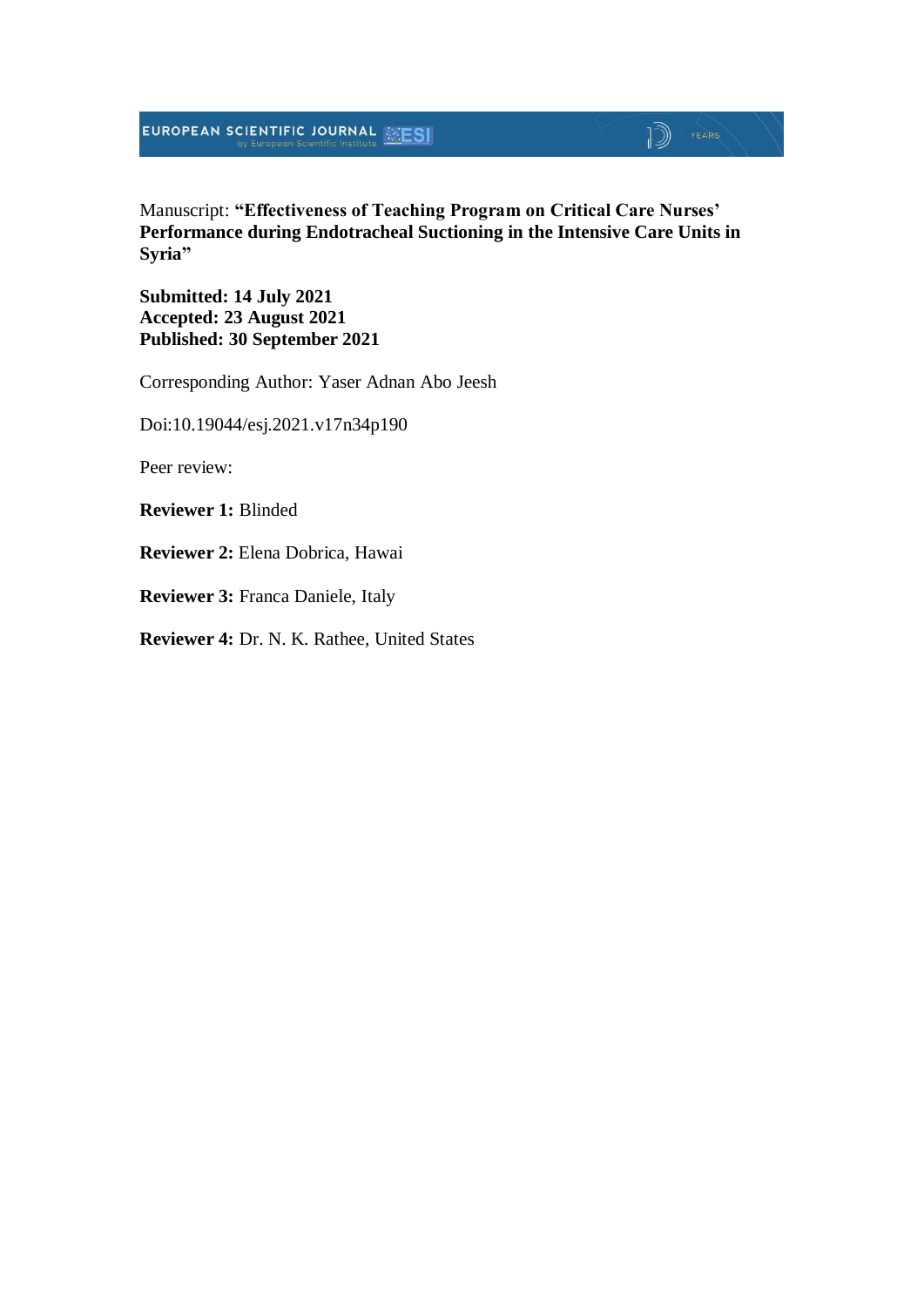Manuscript: **"Effectiveness of Teaching Program on Critical Care Nurses' Performance during Endotracheal Suctioning in the Intensive Care Units in Syria"**

**Submitted: 14 July 2021**
**Accepted: 23 August 2021**
**Published: 30 September 2021**

Corresponding Author: Yaser Adnan Abo Jeesh

Doi:10.19044/esj.2021.v17n34p190

Peer review:

**Reviewer 1:** Blinded

**Reviewer 2:** Elena Dobrica, Hawai

**Reviewer 3:** Franca Daniele, Italy

**Reviewer 4:** Dr. N. K. Rathee, United States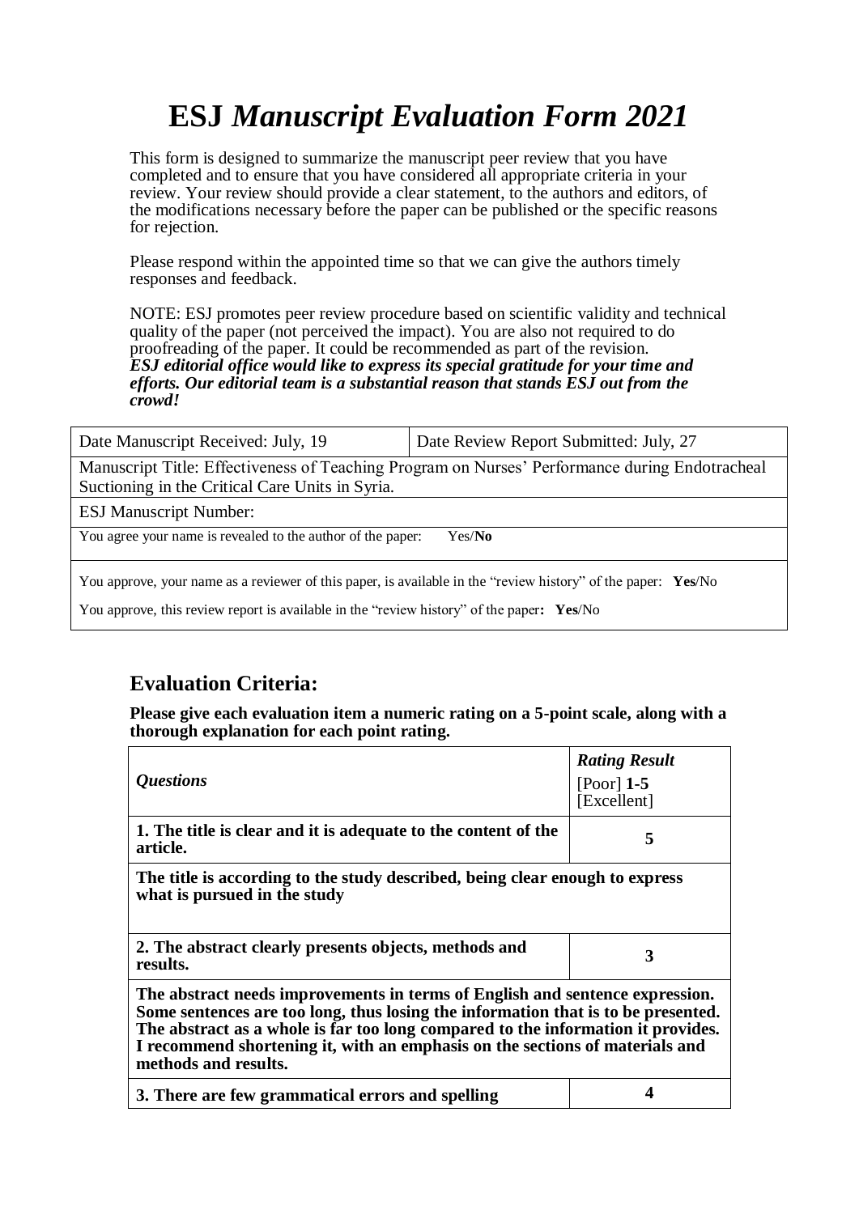# ESJ *Manuscript Evaluation Form 2021*

This form is designed to summarize the manuscript peer review that you have completed and to ensure that you have considered all appropriate criteria in your review. Your review should provide a clear statement, to the authors and editors, of the modifications necessary before the paper can be published or the specific reasons for rejection.

Please respond within the appointed time so that we can give the authors timely responses and feedback.

NOTE: ESJ promotes peer review procedure based on scientific validity and technical quality of the paper (not perceived the impact). You are also not required to do proofreading of the paper. It could be recommended as part of the revision.
***ESJ editorial office would like to express its special gratitude for your time and efforts. Our editorial team is a substantial reason that stands ESJ out from the crowd!***

| Date Manuscript Received: July, 19 | Date Review Report Submitted: July, 27 |
|---|---|
| Manuscript Title: Effectiveness of Teaching Program on Nurses' Performance during Endotracheal Suctioning in the Critical Care Units in Syria. | |
| ESJ Manuscript Number: | |
| You agree your name is revealed to the author of the paper: Yes/**No** | |
| You approve, your name as a reviewer of this paper, is available in the "review history" of the paper: **Yes**/No<br>You approve, this review report is available in the "review history" of the paper**: Yes**/No | |

## Evaluation Criteria:

**Please give each evaluation item a numeric rating on a 5-point scale, along with a thorough explanation for each point rating.**

| *Questions* | *Rating Result* [Poor] **1-5** [Excellent] |
|---|---|
| **1. The title is clear and it is adequate to the content of the article.** | **5** |
| **The title is according to the study described, being clear enough to express what is pursued in the study** | |
| **2. The abstract clearly presents objects, methods and results.** | **3** |
| **The abstract needs improvements in terms of English and sentence expression. Some sentences are too long, thus losing the information that is to be presented. The abstract as a whole is far too long compared to the information it provides. I recommend shortening it, with an emphasis on the sections of materials and methods and results.** | |
| **3. There are few grammatical errors and spelling** | **4** |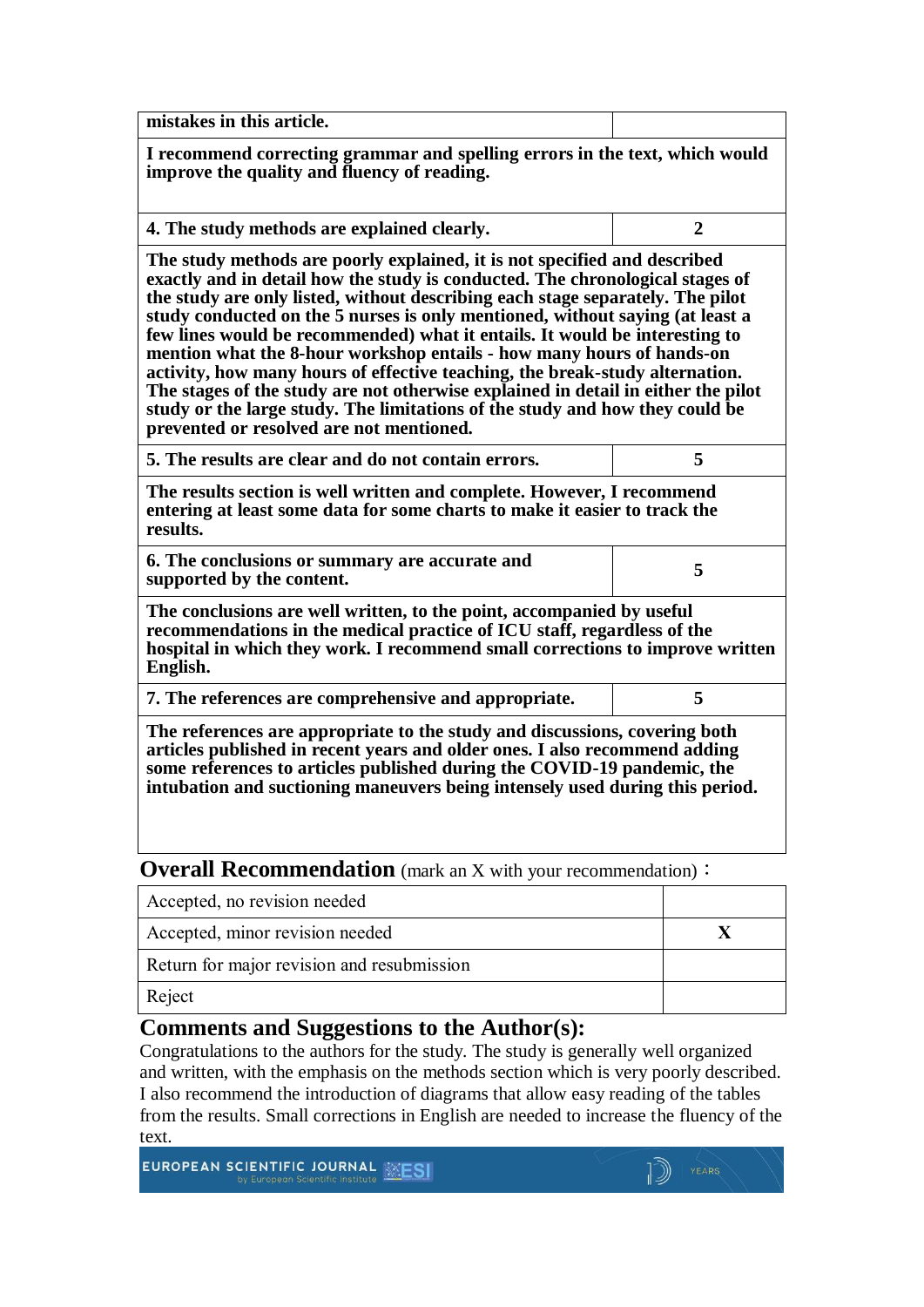| **mistakes in this article.** | |
|---|---|
| **I recommend correcting grammar and spelling errors in the text, which would improve the quality and fluency of reading.** | |
| **4. The study methods are explained clearly.** | **2** |
| **The study methods are poorly explained, it is not specified and described exactly and in detail how the study is conducted. The chronological stages of the study are only listed, without describing each stage separately. The pilot study conducted on the 5 nurses is only mentioned, without saying (at least a few lines would be recommended) what it entails. It would be interesting to mention what the 8-hour workshop entails - how many hours of hands-on activity, how many hours of effective teaching, the break-study alternation. The stages of the study are not otherwise explained in detail in either the pilot study or the large study. The limitations of the study and how they could be prevented or resolved are not mentioned.** | |
| **5. The results are clear and do not contain errors.** | **5** |
| **The results section is well written and complete. However, I recommend entering at least some data for some charts to make it easier to track the results.** | |
| **6. The conclusions or summary are accurate and supported by the content.** | **5** |
| **The conclusions are well written, to the point, accompanied by useful recommendations in the medical practice of ICU staff, regardless of the hospital in which they work. I recommend small corrections to improve written English.** | |
| **7. The references are comprehensive and appropriate.** | **5** |
| **The references are appropriate to the study and discussions, covering both articles published in recent years and older ones. I also recommend adding some references to articles published during the COVID-19 pandemic, the intubation and suctioning maneuvers being intensely used during this period.** | |

## Overall Recommendation (mark an X with your recommendation)：

| | |
|---|---|
| Accepted, no revision needed | |
| Accepted, minor revision needed | **X** |
| Return for major revision and resubmission | |
| Reject | |

## Comments and Suggestions to the Author(s):

Congratulations to the authors for the study. The study is generally well organized and written, with the emphasis on the methods section which is very poorly described. I also recommend the introduction of diagrams that allow easy reading of the tables from the results. Small corrections in English are needed to increase the fluency of the text.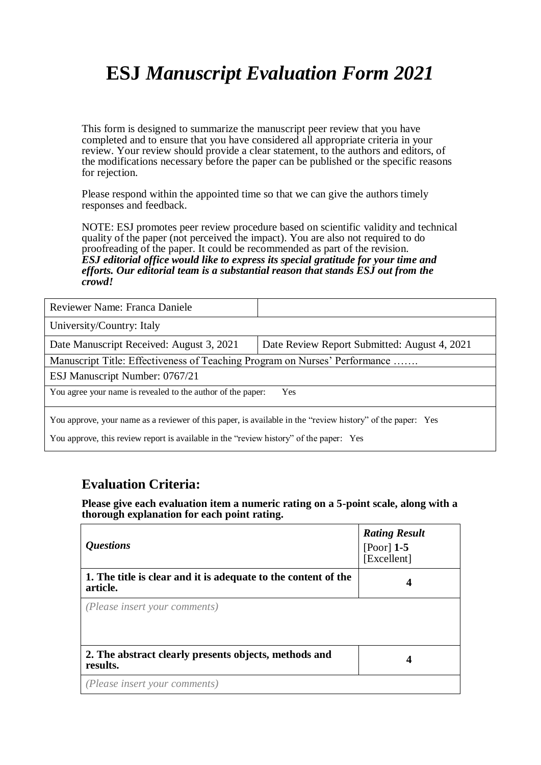# ESJ *Manuscript Evaluation Form 2021*

This form is designed to summarize the manuscript peer review that you have completed and to ensure that you have considered all appropriate criteria in your review. Your review should provide a clear statement, to the authors and editors, of the modifications necessary before the paper can be published or the specific reasons for rejection.

Please respond within the appointed time so that we can give the authors timely responses and feedback.

NOTE: ESJ promotes peer review procedure based on scientific validity and technical quality of the paper (not perceived the impact). You are also not required to do proofreading of the paper. It could be recommended as part of the revision. ***ESJ editorial office would like to express its special gratitude for your time and efforts. Our editorial team is a substantial reason that stands ESJ out from the crowd!***

| Reviewer Name: Franca Daniele | |
|---|---|
| University/Country: Italy | |
| Date Manuscript Received: August 3, 2021 | Date Review Report Submitted: August 4, 2021 |
| Manuscript Title: Effectiveness of Teaching Program on Nurses' Performance ……. | |
| ESJ Manuscript Number: 0767/21 | |
| You agree your name is revealed to the author of the paper: Yes | |
| You approve, your name as a reviewer of this paper, is available in the "review history" of the paper: Yes<br>You approve, this review report is available in the "review history" of the paper: Yes | |

## Evaluation Criteria:

**Please give each evaluation item a numeric rating on a 5-point scale, along with a thorough explanation for each point rating.**

| *Questions* | ***Rating Result*** [Poor] **1-5** [Excellent] |
|---|---|
| **1. The title is clear and it is adequate to the content of the article.** | **4** |
| *(Please insert your comments)* | |
| **2. The abstract clearly presents objects, methods and results.** | **4** |
| *(Please insert your comments)* | |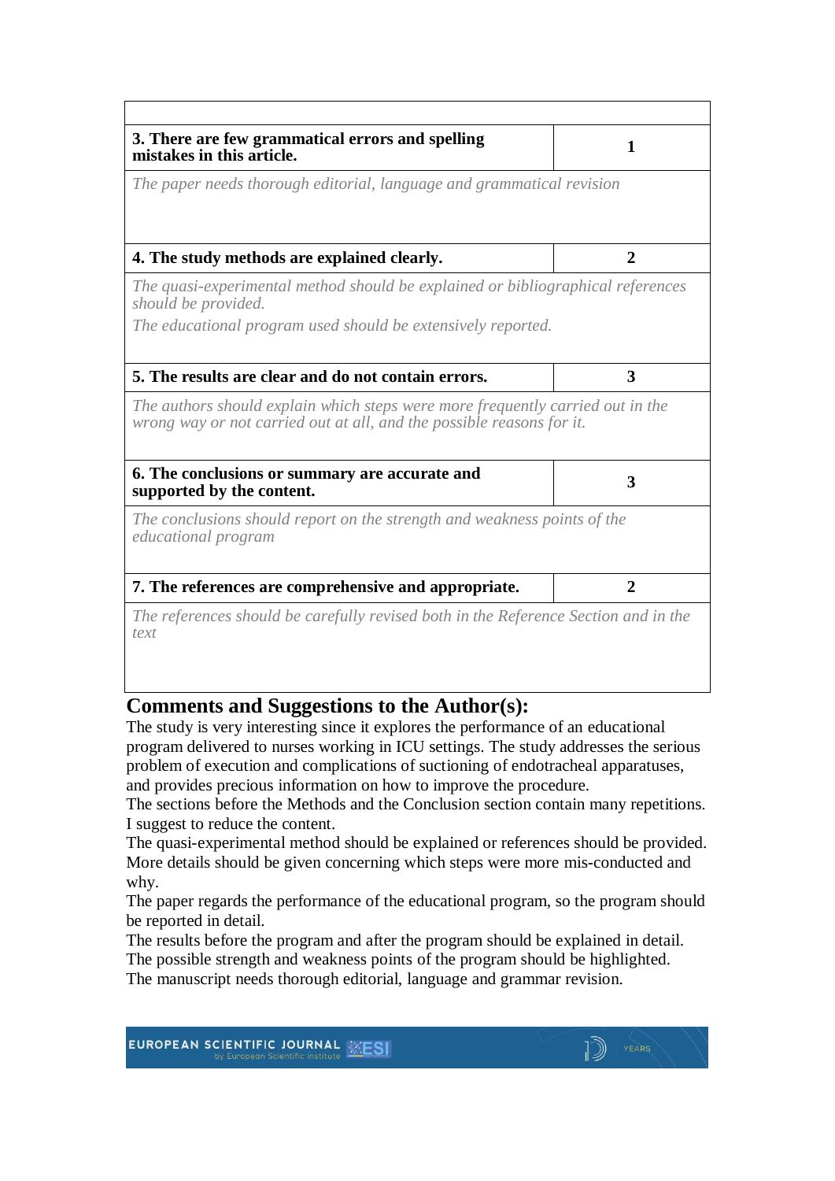| | |
|---|---|
| **3. There are few grammatical errors and spelling mistakes in this article.** | **1** |
| *The paper needs thorough editorial, language and grammatical revision* | |
| **4. The study methods are explained clearly.** | **2** |
| *The quasi-experimental method should be explained or bibliographical references should be provided.* *The educational program used should be extensively reported.* | |
| **5. The results are clear and do not contain errors.** | **3** |
| *The authors should explain which steps were more frequently carried out in the wrong way or not carried out at all, and the possible reasons for it.* | |
| **6. The conclusions or summary are accurate and supported by the content.** | **3** |
| *The conclusions should report on the strength and weakness points of the educational program* | |
| **7. The references are comprehensive and appropriate.** | **2** |
| *The references should be carefully revised both in the Reference Section and in the text* | |

## Comments and Suggestions to the Author(s):

The study is very interesting since it explores the performance of an educational program delivered to nurses working in ICU settings. The study addresses the serious problem of execution and complications of suctioning of endotracheal apparatuses, and provides precious information on how to improve the procedure.
The sections before the Methods and the Conclusion section contain many repetitions. I suggest to reduce the content.
The quasi-experimental method should be explained or references should be provided. More details should be given concerning which steps were more mis-conducted and why.
The paper regards the performance of the educational program, so the program should be reported in detail.
The results before the program and after the program should be explained in detail.
The possible strength and weakness points of the program should be highlighted.
The manuscript needs thorough editorial, language and grammar revision.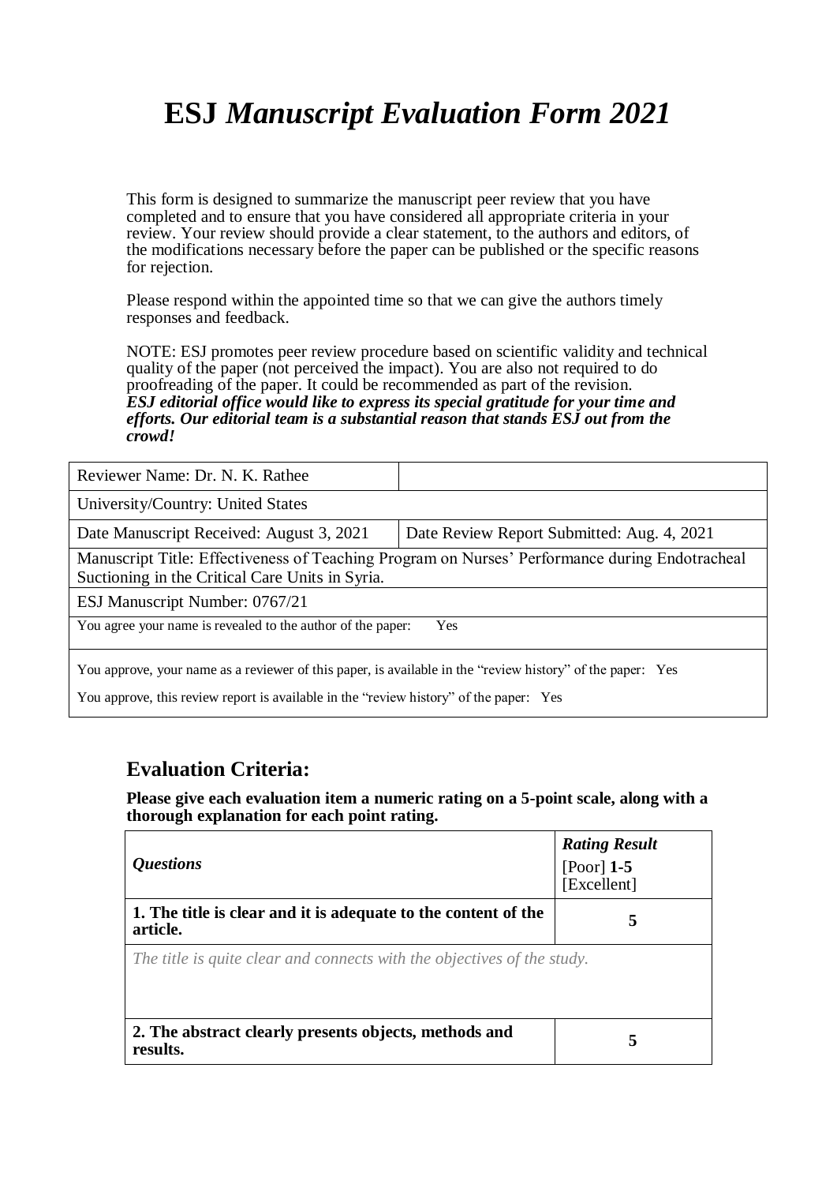# **ESJ** *Manuscript Evaluation Form 2021*

This form is designed to summarize the manuscript peer review that you have completed and to ensure that you have considered all appropriate criteria in your review. Your review should provide a clear statement, to the authors and editors, of the modifications necessary before the paper can be published or the specific reasons for rejection.

Please respond within the appointed time so that we can give the authors timely responses and feedback.

NOTE: ESJ promotes peer review procedure based on scientific validity and technical quality of the paper (not perceived the impact). You are also not required to do proofreading of the paper. It could be recommended as part of the revision.
***ESJ editorial office would like to express its special gratitude for your time and efforts. Our editorial team is a substantial reason that stands ESJ out from the crowd!***

| Reviewer Name: Dr. N. K. Rathee | |
|---|---|
| University/Country: United States | |
| Date Manuscript Received: August 3, 2021 | Date Review Report Submitted: Aug. 4, 2021 |
| Manuscript Title: Effectiveness of Teaching Program on Nurses' Performance during Endotracheal Suctioning in the Critical Care Units in Syria. | |
| ESJ Manuscript Number: 0767/21 | |
| You agree your name is revealed to the author of the paper: Yes | |
| You approve, your name as a reviewer of this paper, is available in the "review history" of the paper: Yes<br>You approve, this review report is available in the "review history" of the paper: Yes | |

## Evaluation Criteria:

**Please give each evaluation item a numeric rating on a 5-point scale, along with a thorough explanation for each point rating.**

| *Questions* | ***Rating Result*** [Poor] **1-5** [Excellent] |
|---|---|
| **1. The title is clear and it is adequate to the content of the article.** | **5** |
| *The title is quite clear and connects with the objectives of the study.* | |
| **2. The abstract clearly presents objects, methods and results.** | **5** |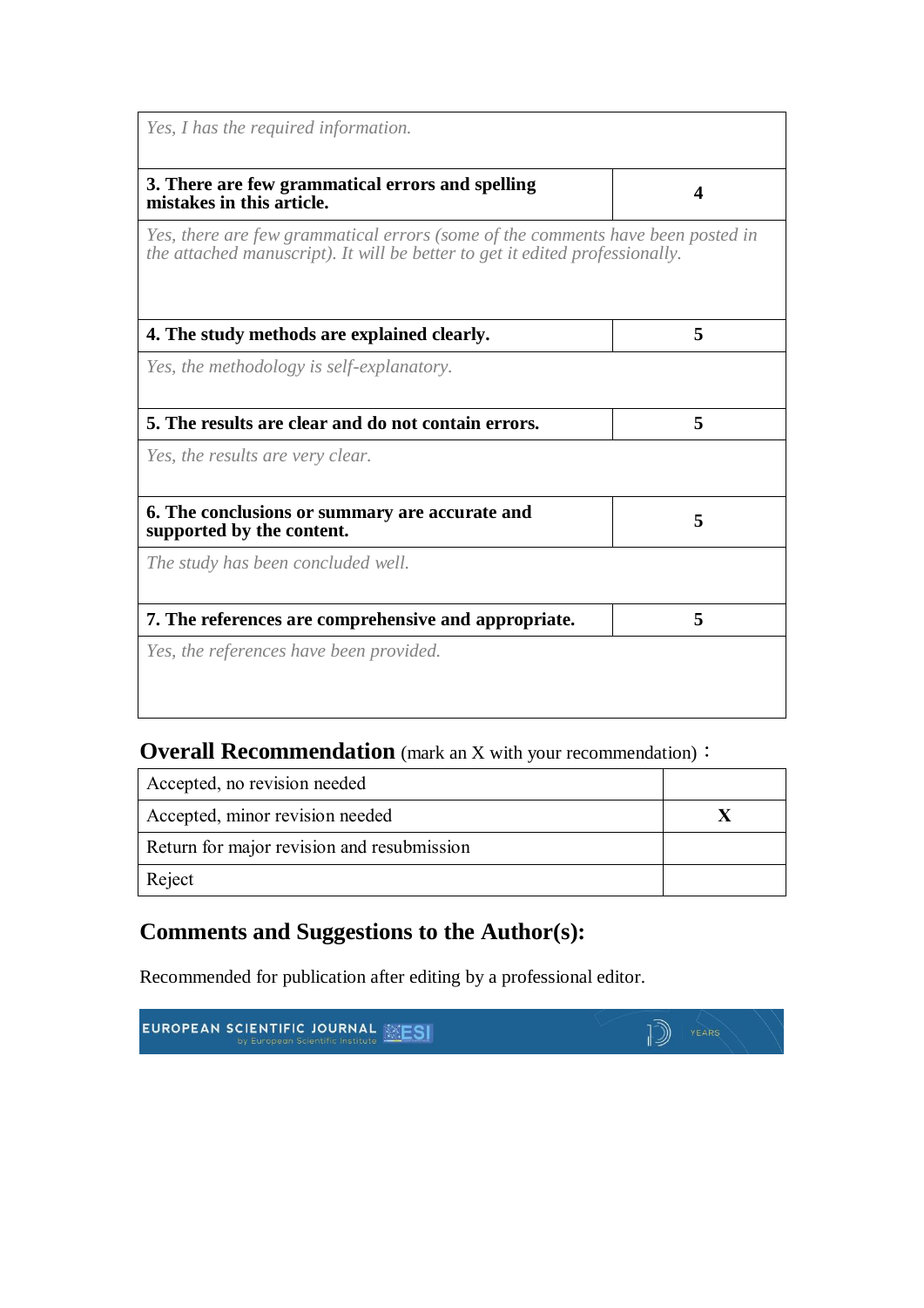| | |
|---|---|
| *Yes, I has the required information.* | |
| **3. There are few grammatical errors and spelling mistakes in this article.** | **4** |
| *Yes, there are few grammatical errors (some of the comments have been posted in the attached manuscript). It will be better to get it edited professionally.* | |
| **4. The study methods are explained clearly.** | **5** |
| *Yes, the methodology is self-explanatory.* | |
| **5. The results are clear and do not contain errors.** | **5** |
| *Yes, the results are very clear.* | |
| **6. The conclusions or summary are accurate and supported by the content.** | **5** |
| *The study has been concluded well.* | |
| **7. The references are comprehensive and appropriate.** | **5** |
| *Yes, the references have been provided.* | |

## Overall Recommendation (mark an X with your recommendation)：

| | |
|---|---|
| Accepted, no revision needed | |
| Accepted, minor revision needed | **X** |
| Return for major revision and resubmission | |
| Reject | |

## Comments and Suggestions to the Author(s):

Recommended for publication after editing by a professional editor.